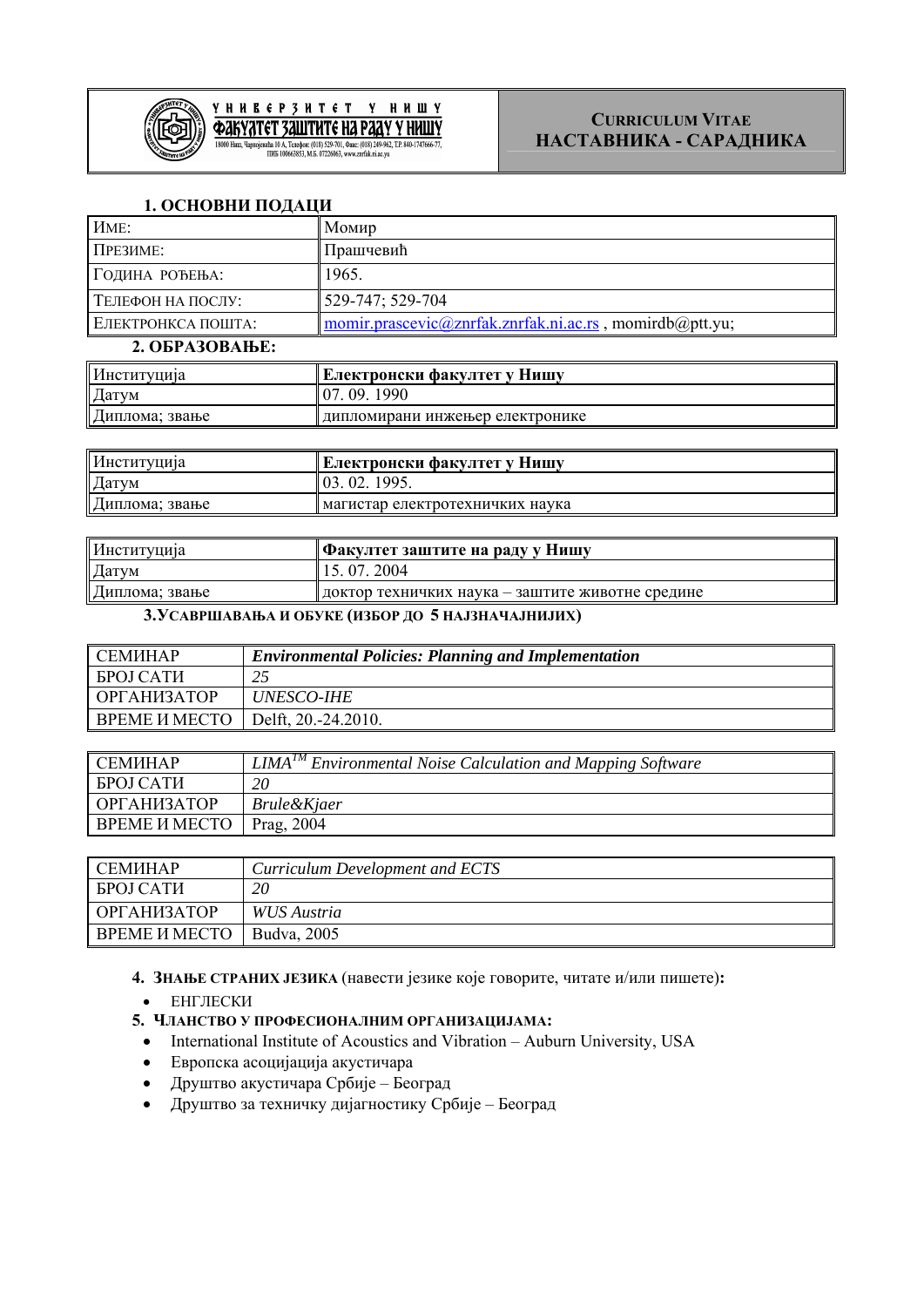| УНИВЕРЗИТЕТ У НИШУ<br>ФАКУЛТЕТ ЗАШТИТЕ НА РАДУ У НИШУ<br>18000 Ниш, Чарнојевића 10 А, Телефон: (018) 529-701, Факс: (018) 249-962, Т.Р. 840-1747666-77, ПИБ 100663853, М.Б. 07226063, www.znrfak.ni.ac.yu | CURRICULUM VITAE<br>НАСТАВНИКА - САРАДНИКА |
|---|---|

## 1. ОСНОВНИ ПОДАЦИ

| ИМЕ: | Момир |
|---|---|
| ПРЕЗИМЕ: | Пришчевић |
| ГОДИНА РОЂЕЊА: | 1965. |
| ТЕЛЕФОН НА ПОСЛУ: | 529-747; 529-704 |
| ЕЛЕКТРОНКСА ПОШТА: | momir.prascevic@znrfak.znrfak.ni.ac.rs , momirdb@ptt.yu; |

## 2. ОБРАЗОВАЊЕ:

| Институција | **Електронски факултет у Нишу** |
|---|---|
| Датум | 07. 09. 1990 |
| Диплома; звање | дипломирани инжењер електронике |

| Институција | **Електронски факултет у Нишу** |
|---|---|
| Датум | 03. 02. 1995. |
| Диплома; звање | магистар електротехничких наука |

| Институција | **Факултет заштите на раду у Нишу** |
|---|---|
| Датум | 15. 07. 2004 |
| Диплома; звање | доктор техничких наука – заштите животне средине |

## 3.УСАВРШАВАЊА И ОБУКЕ (ИЗБОР ДО 5 НАЈЗНАЧАЈНИЈИХ)

| СЕМИНАР | ***Environmental Policies: Planning and Implementation*** |
|---|---|
| БРОЈ САТИ | *25* |
| ОРГАНИЗАТОР | *UNESCO-IHE* |
| ВРЕМЕ И МЕСТО | Delft, 20.-24.2010. |

| СЕМИНАР | *LIMA™ Environmental Noise Calculation and Mapping Software* |
|---|---|
| БРОЈ САТИ | *20* |
| ОРГАНИЗАТОР | *Brule&Kjaer* |
| ВРЕМЕ И МЕСТО | Prag, 2004 |

| СЕМИНАР | *Curriculum Development and ECTS* |
|---|---|
| БРОЈ САТИ | *20* |
| ОРГАНИЗАТОР | *WUS Austria* |
| ВРЕМЕ И МЕСТО | Budva, 2005 |

## 4. ЗНАЊЕ СТРАНИХ ЈЕЗИКА (навести језике које говорите, читате и/или пишете):

- ЕНГЛЕСКИ

## 5. ЧЛАНСТВО У ПРОФЕСИОНАЛНИМ ОРГАНИЗАЦИЈАМА:

- International Institute of Acoustics and Vibration – Auburn University, USA
- Европска асоцијација акустичара
- Друштво акустичара Србије – Београд
- Друштво за техничку дијагностику Србије – Београд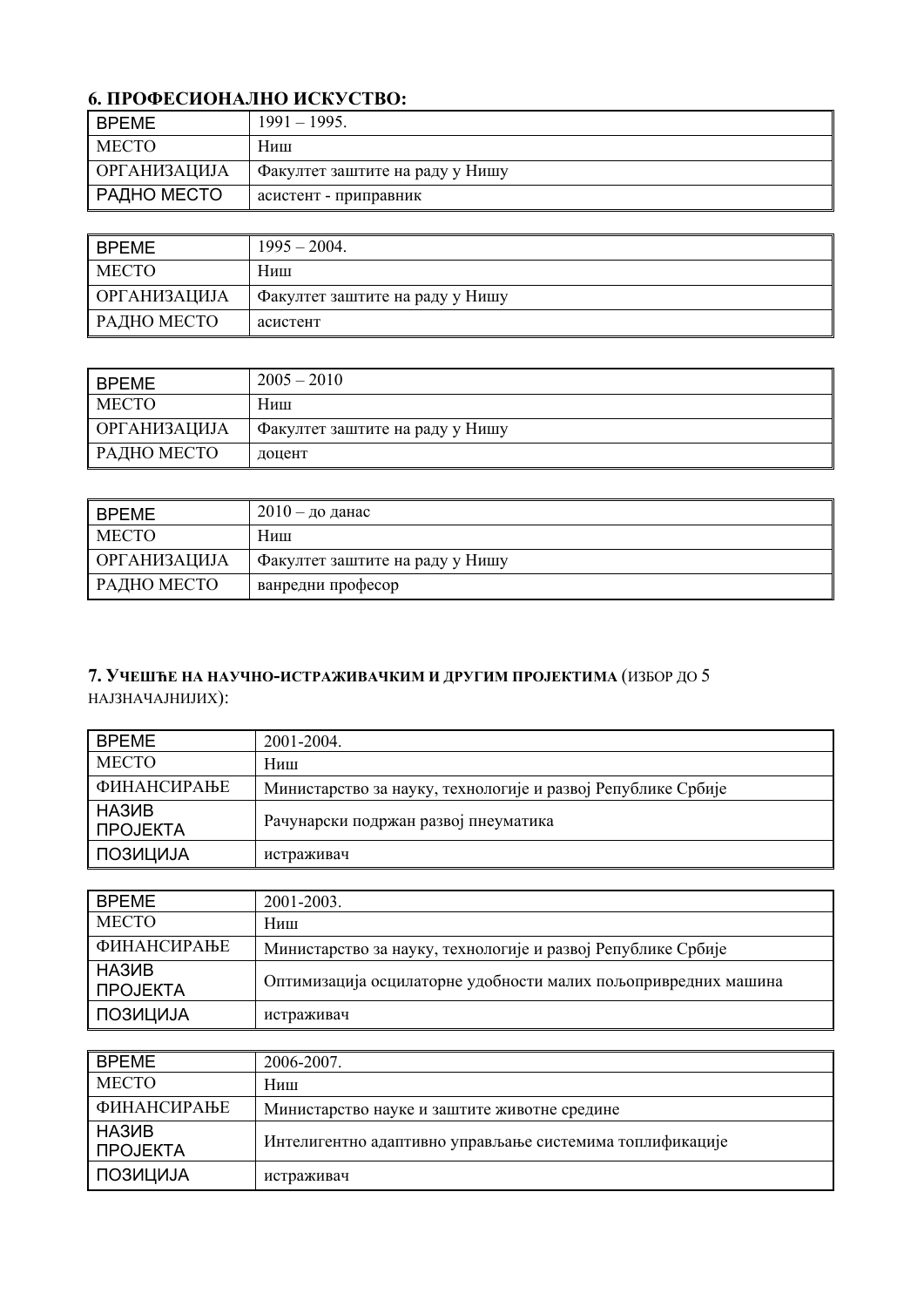### 6. ПРОФЕСИОНАЛНО ИСКУСТВО:

| ВРЕМЕ | 1991 – 1995. |
|---|---|
| МЕСТО | Ниш |
| ОРГАНИЗАЦИЈА | Факултет заштите на раду у Нишу |
| РАДНО МЕСТО | асистент - приправник |

| ВРЕМЕ | 1995 – 2004. |
|---|---|
| МЕСТО | Ниш |
| ОРГАНИЗАЦИЈА | Факултет заштите на раду у Нишу |
| РАДНО МЕСТО | асистент |

| ВРЕМЕ | 2005 – 2010 |
|---|---|
| МЕСТО | Ниш |
| ОРГАНИЗАЦИЈА | Факултет заштите на раду у Нишу |
| РАДНО МЕСТО | доцент |

| ВРЕМЕ | 2010 – до данас |
|---|---|
| МЕСТО | Ниш |
| ОРГАНИЗАЦИЈА | Факултет заштите на раду у Нишу |
| РАДНО МЕСТО | ванредни професор |

### 7. УЧЕШЋЕ НА НАУЧНО-ИСТРАЖИВАЧКИМ И ДРУГИМ ПРОЈЕКТИМА (ИЗБОР ДО 5 НАЈЗНАЧАЈНИЈИХ):

| ВРЕМЕ | 2001-2004. |
|---|---|
| МЕСТО | Ниш |
| ФИНАНСИРАЊЕ | Министарство за науку, технологије и развој Републике Србије |
| НАЗИВ ПРОЈЕКТА | Рачунарски подржан развој пнеуматика |
| ПОЗИЦИЈА | истраживач |

| ВРЕМЕ | 2001-2003. |
|---|---|
| МЕСТО | Ниш |
| ФИНАНСИРАЊЕ | Министарство за науку, технологије и развој Републике Србије |
| НАЗИВ ПРОЈЕКТА | Оптимизација осцилаторне удобности малих пољопривредних машина |
| ПОЗИЦИЈА | истраживач |

| ВРЕМЕ | 2006-2007. |
|---|---|
| МЕСТО | Ниш |
| ФИНАНСИРАЊЕ | Министарство науке и заштите животне средине |
| НАЗИВ ПРОЈЕКТА | Интелигентно адаптивно управљање системима топлификације |
| ПОЗИЦИЈА | истраживач |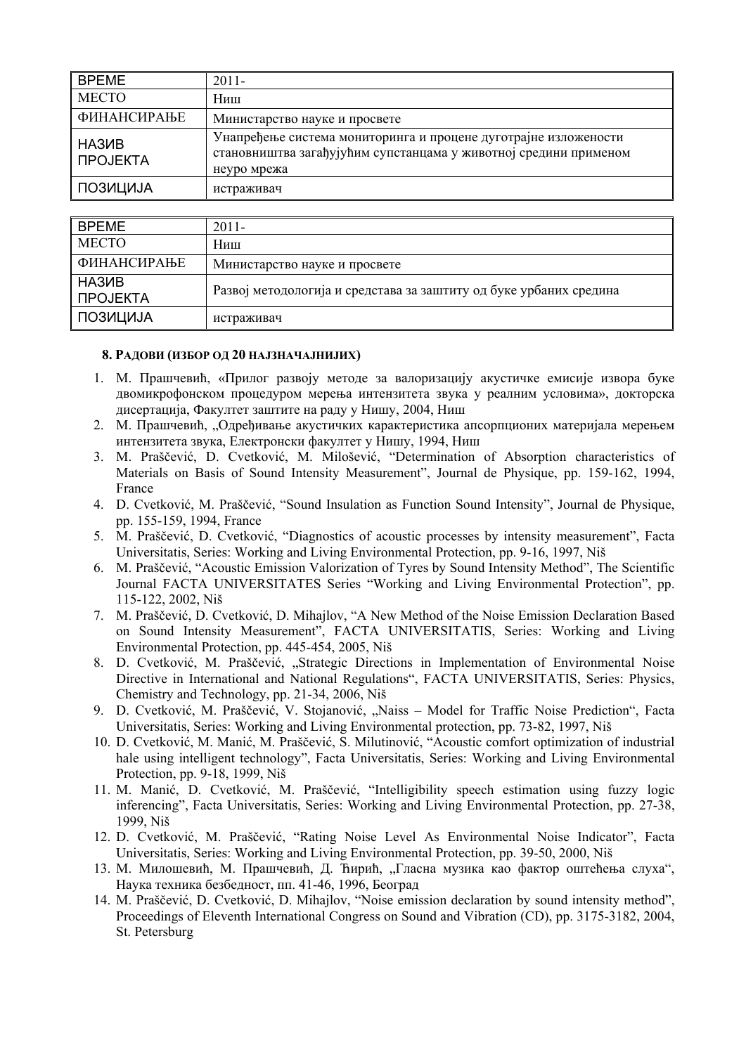| ВРЕМЕ | 2011- |
|---|---|
| МЕСТО | Ниш |
| ФИНАНСИРАЊЕ | Министарство науке и просвете |
| НАЗИВ ПРОЈЕКТА | Унапређење система мониторинга и процене дуготрајне изложености становништва загађујућим супстанцама у животној средини применом неуро мрежа |
| ПОЗИЦИЈА | истраживач |

| ВРЕМЕ | 2011- |
|---|---|
| МЕСТО | Ниш |
| ФИНАНСИРАЊЕ | Министарство науке и просвете |
| НАЗИВ ПРОЈЕКТА | Развој методологија и средстава за заштиту од буке урбаних средина |
| ПОЗИЦИЈА | истраживач |

**8. РАДОВИ (ИЗБОР ОД 20 НАЈЗНАЧАЈНИЈИХ)**

1. М. Прашчевић, «Прилог развоју методе за валоризацију акустичке емисије извора буке двомикрофонском процедуром мерења интензитета звука у реалним условима», докторска дисертација, Факултет заштите на раду у Нишу, 2004, Ниш
2. М. Прашчевић, „Одређивање акустичких карактеристика апсорпционих материјала мерењем интензитета звука, Електронски факултет у Нишу, 1994, Ниш
3. M. Praščević, D. Cvetković, M. Milošević, "Determination of Absorption characteristics of Materials on Basis of Sound Intensity Measurement", Journal de Physique, pp. 159-162, 1994, France
4. D. Cvetković, M. Praščević, "Sound Insulation as Function Sound Intensity", Journal de Physique, pp. 155-159, 1994, France
5. M. Praščević, D. Cvetković, "Diagnostics of acoustic processes by intensity measurement", Facta Universitatis, Series: Working and Living Environmental Protection, pp. 9-16, 1997, Niš
6. M. Praščević, "Acoustic Emission Valorization of Tyres by Sound Intensity Method", The Scientific Journal FACTA UNIVERSITATES Series "Working and Living Environmental Protection", pp. 115-122, 2002, Niš
7. M. Praščević, D. Cvetković, D. Mihajlov, "A New Method of the Noise Emission Declaration Based on Sound Intensity Measurement", FACTA UNIVERSITATIS, Series: Working and Living Environmental Protection, pp. 445-454, 2005, Niš
8. D. Cvetković, M. Praščević, „Strategic Directions in Implementation of Environmental Noise Directive in International and National Regulations", FACTA UNIVERSITATIS, Series: Physics, Chemistry and Technology, pp. 21-34, 2006, Niš
9. D. Cvetković, M. Praščević, V. Stojanović, „Naiss – Model for Traffic Noise Prediction", Facta Universitatis, Series: Working and Living Environmental protection, pp. 73-82, 1997, Niš
10. D. Cvetković, M. Manić, M. Praščević, S. Milutinović, "Acoustic comfort optimization of industrial hale using intelligent technology", Facta Universitatis, Series: Working and Living Environmental Protection, pp. 9-18, 1999, Niš
11. M. Manić, D. Cvetković, M. Praščević, "Intelligibility speech estimation using fuzzy logic inferencing", Facta Universitatis, Series: Working and Living Environmental Protection, pp. 27-38, 1999, Niš
12. D. Cvetković, M. Praščević, "Rating Noise Level As Environmental Noise Indicator", Facta Universitatis, Series: Working and Living Environmental Protection, pp. 39-50, 2000, Niš
13. М. Милошевић, М. Прашчевић, Д. Ћирић, „Гласна музика као фактор оштећења слуха", Наука техника безбедност, пп. 41-46, 1996, Београд
14. M. Praščević, D. Cvetković, D. Mihajlov, "Noise emission declaration by sound intensity method", Proceedings of Eleventh International Congress on Sound and Vibration (CD), pp. 3175-3182, 2004, St. Petersburg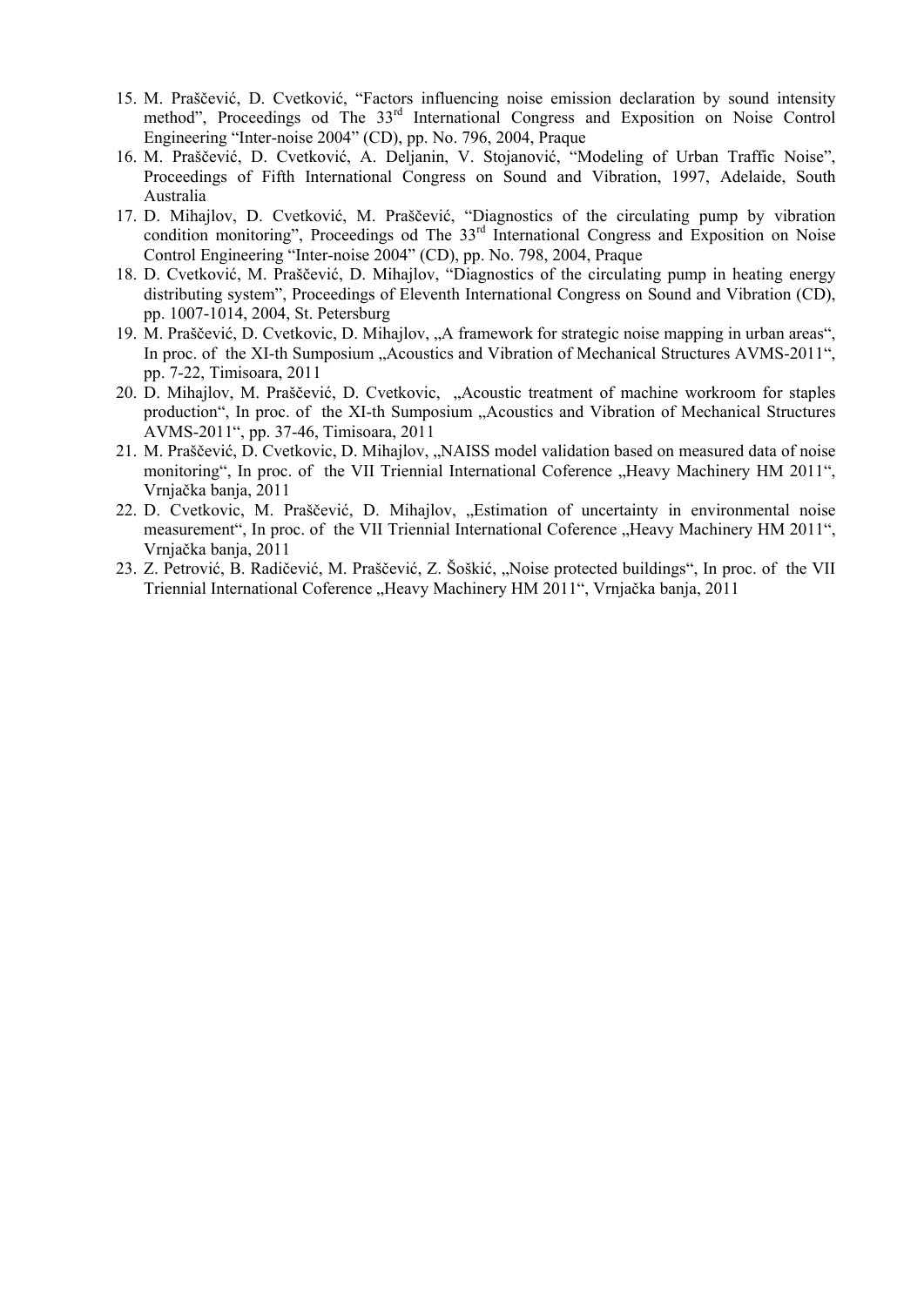15. M. Praščević, D. Cvetković, "Factors influencing noise emission declaration by sound intensity method", Proceedings od The 33rd International Congress and Exposition on Noise Control Engineering "Inter-noise 2004" (CD), pp. No. 796, 2004, Praque
16. M. Praščević, D. Cvetković, A. Deljanin, V. Stojanović, "Modeling of Urban Traffic Noise", Proceedings of Fifth International Congress on Sound and Vibration, 1997, Adelaide, South Australia
17. D. Mihajlov, D. Cvetković, M. Praščević, "Diagnostics of the circulating pump by vibration condition monitoring", Proceedings od The 33rd International Congress and Exposition on Noise Control Engineering "Inter-noise 2004" (CD), pp. No. 798, 2004, Praque
18. D. Cvetković, M. Praščević, D. Mihajlov, "Diagnostics of the circulating pump in heating energy distributing system", Proceedings of Eleventh International Congress on Sound and Vibration (CD), pp. 1007-1014, 2004, St. Petersburg
19. M. Praščević, D. Cvetkovic, D. Mihajlov, „A framework for strategic noise mapping in urban areas", In proc. of the XI-th Sumposium „Acoustics and Vibration of Mechanical Structures AVMS-2011", pp. 7-22, Timisoara, 2011
20. D. Mihajlov, M. Praščević, D. Cvetkovic, „Acoustic treatment of machine workroom for staples production", In proc. of the XI-th Sumposium „Acoustics and Vibration of Mechanical Structures AVMS-2011", pp. 37-46, Timisoara, 2011
21. M. Praščević, D. Cvetkovic, D. Mihajlov, „NAISS model validation based on measured data of noise monitoring", In proc. of the VII Triennial International Coference „Heavy Machinery HM 2011", Vrnjačka banja, 2011
22. D. Cvetkovic, M. Praščević, D. Mihajlov, „Estimation of uncertainty in environmental noise measurement", In proc. of the VII Triennial International Coference „Heavy Machinery HM 2011", Vrnjačka banja, 2011
23. Z. Petrović, B. Radičević, M. Praščević, Z. Šoškić, „Noise protected buildings", In proc. of the VII Triennial International Coference „Heavy Machinery HM 2011", Vrnjačka banja, 2011